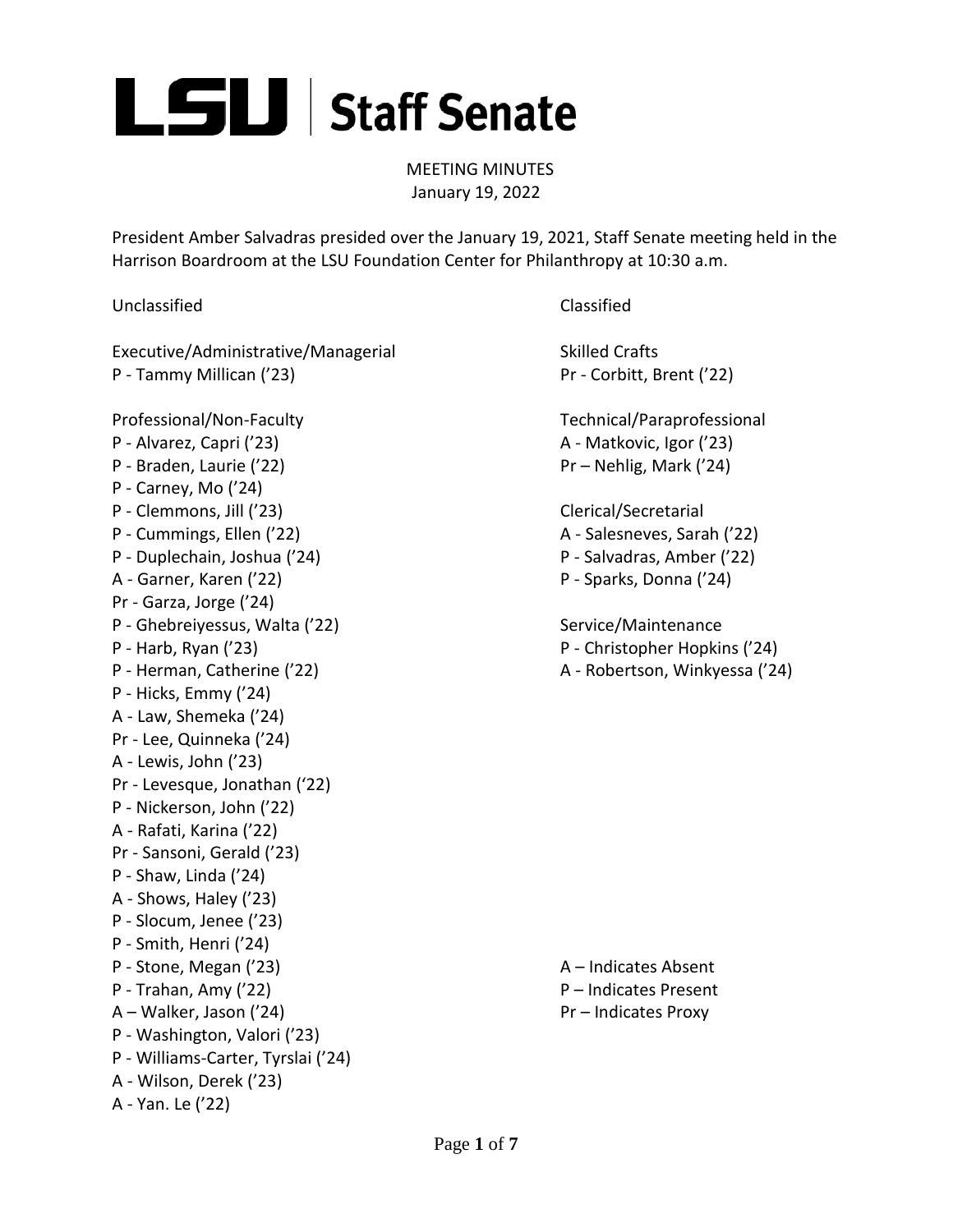# LSU | Staff Senate

MEETING MINUTES
January 19, 2022

President Amber Salvadras presided over the January 19, 2021, Staff Senate meeting held in the Harrison Boardroom at the LSU Foundation Center for Philanthropy at 10:30 a.m.

## Unclassified

Executive/Administrative/Managerial
P - Tammy Millican ('23)

Professional/Non-Faculty
P - Alvarez, Capri ('23)
P - Braden, Laurie ('22)
P - Carney, Mo ('24)
P - Clemmons, Jill ('23)
P - Cummings, Ellen ('22)
P - Duplechain, Joshua ('24)
A - Garner, Karen ('22)
Pr - Garza, Jorge ('24)
P - Ghebreiyessus, Walta ('22)
P - Harb, Ryan ('23)
P - Herman, Catherine ('22)
P - Hicks, Emmy ('24)
A - Law, Shemeka ('24)
Pr - Lee, Quinneka ('24)
A - Lewis, John ('23)
Pr - Levesque, Jonathan ('22)
P - Nickerson, John ('22)
A - Rafati, Karina ('22)
Pr - Sansoni, Gerald ('23)
P - Shaw, Linda ('24)
A - Shows, Haley ('23)
P - Slocum, Jenee ('23)
P - Smith, Henri ('24)
P - Stone, Megan ('23)
P - Trahan, Amy ('22)
A – Walker, Jason ('24)
P - Washington, Valori ('23)
P - Williams-Carter, Tyrslai ('24)
A - Wilson, Derek ('23)
A - Yan. Le ('22)

## Classified

Skilled Crafts
Pr - Corbitt, Brent ('22)

Technical/Paraprofessional
A - Matkovic, Igor ('23)
Pr – Nehlig, Mark ('24)

Clerical/Secretarial
A - Salesneves, Sarah ('22)
P - Salvadras, Amber ('22)
P - Sparks, Donna ('24)

Service/Maintenance
P - Christopher Hopkins ('24)
A - Robertson, Winkyessa ('24)

A – Indicates Absent
P – Indicates Present
Pr – Indicates Proxy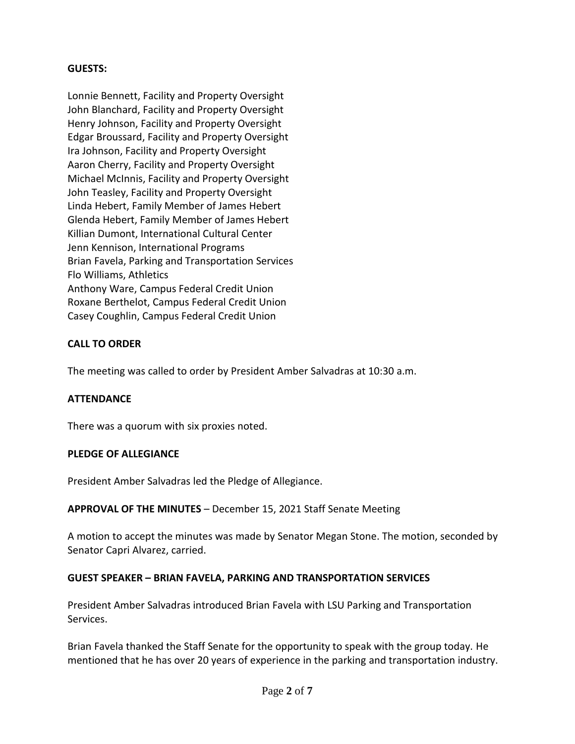**GUESTS:**

Lonnie Bennett, Facility and Property Oversight
John Blanchard, Facility and Property Oversight
Henry Johnson, Facility and Property Oversight
Edgar Broussard, Facility and Property Oversight
Ira Johnson, Facility and Property Oversight
Aaron Cherry, Facility and Property Oversight
Michael McInnis, Facility and Property Oversight
John Teasley, Facility and Property Oversight
Linda Hebert, Family Member of James Hebert
Glenda Hebert, Family Member of James Hebert
Killian Dumont, International Cultural Center
Jenn Kennison, International Programs
Brian Favela, Parking and Transportation Services
Flo Williams, Athletics
Anthony Ware, Campus Federal Credit Union
Roxane Berthelot, Campus Federal Credit Union
Casey Coughlin, Campus Federal Credit Union

**CALL TO ORDER**

The meeting was called to order by President Amber Salvadras at 10:30 a.m.

**ATTENDANCE**

There was a quorum with six proxies noted.

**PLEDGE OF ALLEGIANCE**

President Amber Salvadras led the Pledge of Allegiance.

**APPROVAL OF THE MINUTES** – December 15, 2021 Staff Senate Meeting

A motion to accept the minutes was made by Senator Megan Stone. The motion, seconded by Senator Capri Alvarez, carried.

**GUEST SPEAKER – BRIAN FAVELA, PARKING AND TRANSPORTATION SERVICES**

President Amber Salvadras introduced Brian Favela with LSU Parking and Transportation Services.

Brian Favela thanked the Staff Senate for the opportunity to speak with the group today. He mentioned that he has over 20 years of experience in the parking and transportation industry.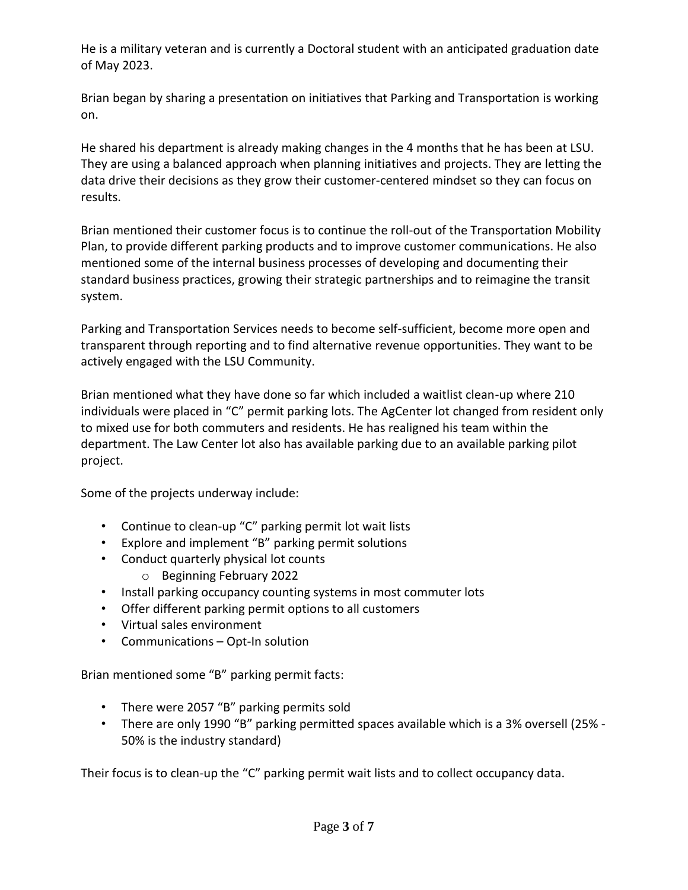He is a military veteran and is currently a Doctoral student with an anticipated graduation date of May 2023.

Brian began by sharing a presentation on initiatives that Parking and Transportation is working on.

He shared his department is already making changes in the 4 months that he has been at LSU. They are using a balanced approach when planning initiatives and projects. They are letting the data drive their decisions as they grow their customer-centered mindset so they can focus on results.

Brian mentioned their customer focus is to continue the roll-out of the Transportation Mobility Plan, to provide different parking products and to improve customer communications. He also mentioned some of the internal business processes of developing and documenting their standard business practices, growing their strategic partnerships and to reimagine the transit system.

Parking and Transportation Services needs to become self-sufficient, become more open and transparent through reporting and to find alternative revenue opportunities. They want to be actively engaged with the LSU Community.

Brian mentioned what they have done so far which included a waitlist clean-up where 210 individuals were placed in "C" permit parking lots. The AgCenter lot changed from resident only to mixed use for both commuters and residents. He has realigned his team within the department. The Law Center lot also has available parking due to an available parking pilot project.

Some of the projects underway include:

- Continue to clean-up "C" parking permit lot wait lists
- Explore and implement "B" parking permit solutions
- Conduct quarterly physical lot counts
  - Beginning February 2022
- Install parking occupancy counting systems in most commuter lots
- Offer different parking permit options to all customers
- Virtual sales environment
- Communications – Opt-In solution

Brian mentioned some "B" parking permit facts:

- There were 2057 "B" parking permits sold
- There are only 1990 "B" parking permitted spaces available which is a 3% oversell (25% - 50% is the industry standard)

Their focus is to clean-up the "C" parking permit wait lists and to collect occupancy data.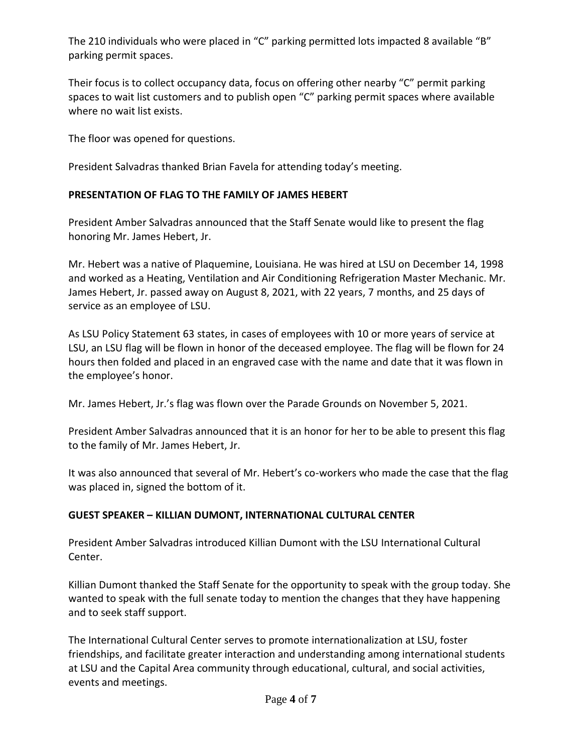The 210 individuals who were placed in "C" parking permitted lots impacted 8 available "B" parking permit spaces.

Their focus is to collect occupancy data, focus on offering other nearby "C" permit parking spaces to wait list customers and to publish open "C" parking permit spaces where available where no wait list exists.

The floor was opened for questions.

President Salvadras thanked Brian Favela for attending today's meeting.

**PRESENTATION OF FLAG TO THE FAMILY OF JAMES HEBERT**

President Amber Salvadras announced that the Staff Senate would like to present the flag honoring Mr. James Hebert, Jr.

Mr. Hebert was a native of Plaquemine, Louisiana. He was hired at LSU on December 14, 1998 and worked as a Heating, Ventilation and Air Conditioning Refrigeration Master Mechanic. Mr. James Hebert, Jr. passed away on August 8, 2021, with 22 years, 7 months, and 25 days of service as an employee of LSU.

As LSU Policy Statement 63 states, in cases of employees with 10 or more years of service at LSU, an LSU flag will be flown in honor of the deceased employee. The flag will be flown for 24 hours then folded and placed in an engraved case with the name and date that it was flown in the employee's honor.

Mr. James Hebert, Jr.'s flag was flown over the Parade Grounds on November 5, 2021.

President Amber Salvadras announced that it is an honor for her to be able to present this flag to the family of Mr. James Hebert, Jr.

It was also announced that several of Mr. Hebert's co-workers who made the case that the flag was placed in, signed the bottom of it.

**GUEST SPEAKER – KILLIAN DUMONT, INTERNATIONAL CULTURAL CENTER**

President Amber Salvadras introduced Killian Dumont with the LSU International Cultural Center.

Killian Dumont thanked the Staff Senate for the opportunity to speak with the group today. She wanted to speak with the full senate today to mention the changes that they have happening and to seek staff support.

The International Cultural Center serves to promote internationalization at LSU, foster friendships, and facilitate greater interaction and understanding among international students at LSU and the Capital Area community through educational, cultural, and social activities, events and meetings.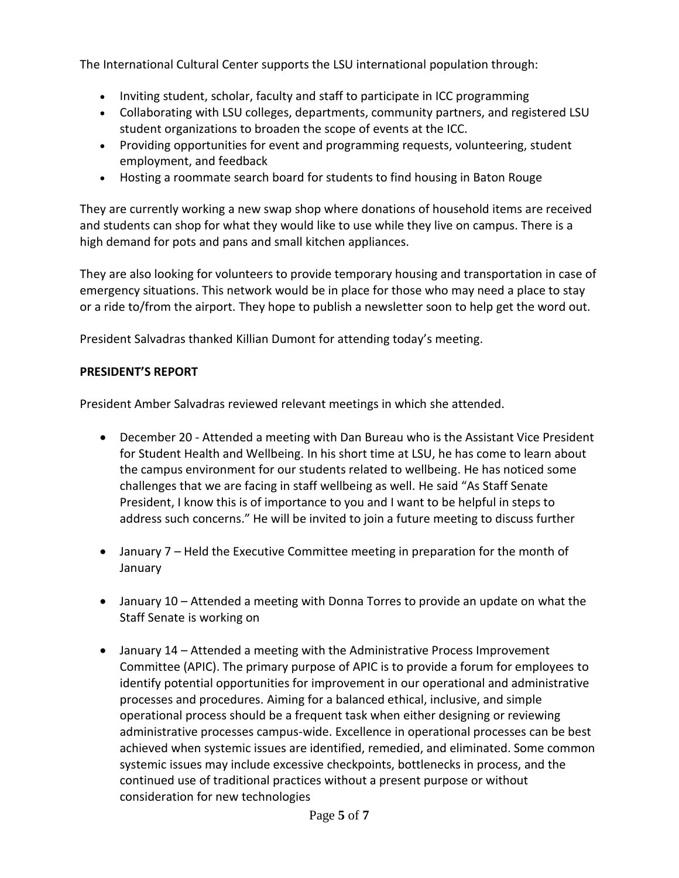The International Cultural Center supports the LSU international population through:

- Inviting student, scholar, faculty and staff to participate in ICC programming
- Collaborating with LSU colleges, departments, community partners, and registered LSU student organizations to broaden the scope of events at the ICC.
- Providing opportunities for event and programming requests, volunteering, student employment, and feedback
- Hosting a roommate search board for students to find housing in Baton Rouge

They are currently working a new swap shop where donations of household items are received and students can shop for what they would like to use while they live on campus. There is a high demand for pots and pans and small kitchen appliances.

They are also looking for volunteers to provide temporary housing and transportation in case of emergency situations. This network would be in place for those who may need a place to stay or a ride to/from the airport. They hope to publish a newsletter soon to help get the word out.

President Salvadras thanked Killian Dumont for attending today's meeting.

**PRESIDENT'S REPORT**

President Amber Salvadras reviewed relevant meetings in which she attended.

- December 20 - Attended a meeting with Dan Bureau who is the Assistant Vice President for Student Health and Wellbeing. In his short time at LSU, he has come to learn about the campus environment for our students related to wellbeing. He has noticed some challenges that we are facing in staff wellbeing as well. He said "As Staff Senate President, I know this is of importance to you and I want to be helpful in steps to address such concerns." He will be invited to join a future meeting to discuss further

- January 7 – Held the Executive Committee meeting in preparation for the month of January

- January 10 – Attended a meeting with Donna Torres to provide an update on what the Staff Senate is working on

- January 14 – Attended a meeting with the Administrative Process Improvement Committee (APIC). The primary purpose of APIC is to provide a forum for employees to identify potential opportunities for improvement in our operational and administrative processes and procedures. Aiming for a balanced ethical, inclusive, and simple operational process should be a frequent task when either designing or reviewing administrative processes campus-wide. Excellence in operational processes can be best achieved when systemic issues are identified, remedied, and eliminated. Some common systemic issues may include excessive checkpoints, bottlenecks in process, and the continued use of traditional practices without a present purpose or without consideration for new technologies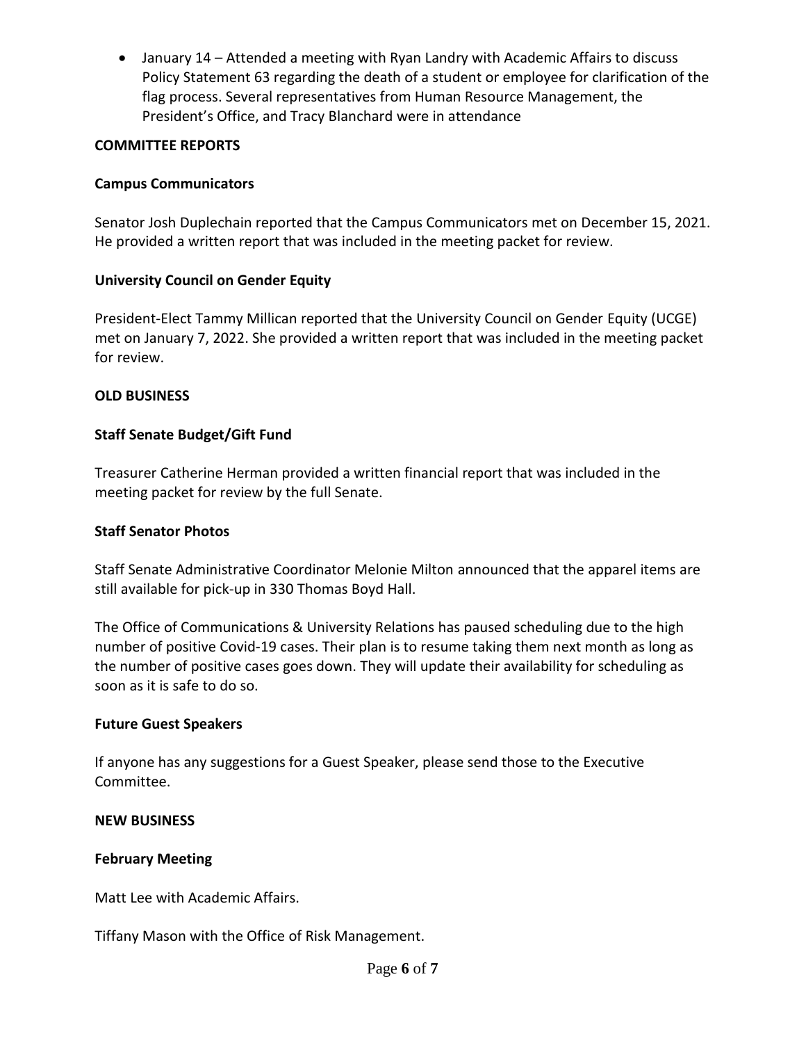- January 14 – Attended a meeting with Ryan Landry with Academic Affairs to discuss Policy Statement 63 regarding the death of a student or employee for clarification of the flag process. Several representatives from Human Resource Management, the President's Office, and Tracy Blanchard were in attendance

## COMMITTEE REPORTS

### Campus Communicators

Senator Josh Duplechain reported that the Campus Communicators met on December 15, 2021. He provided a written report that was included in the meeting packet for review.

### University Council on Gender Equity

President-Elect Tammy Millican reported that the University Council on Gender Equity (UCGE) met on January 7, 2022. She provided a written report that was included in the meeting packet for review.

## OLD BUSINESS

### Staff Senate Budget/Gift Fund

Treasurer Catherine Herman provided a written financial report that was included in the meeting packet for review by the full Senate.

### Staff Senator Photos

Staff Senate Administrative Coordinator Melonie Milton announced that the apparel items are still available for pick-up in 330 Thomas Boyd Hall.

The Office of Communications & University Relations has paused scheduling due to the high number of positive Covid-19 cases. Their plan is to resume taking them next month as long as the number of positive cases goes down. They will update their availability for scheduling as soon as it is safe to do so.

### Future Guest Speakers

If anyone has any suggestions for a Guest Speaker, please send those to the Executive Committee.

## NEW BUSINESS

### February Meeting

Matt Lee with Academic Affairs.

Tiffany Mason with the Office of Risk Management.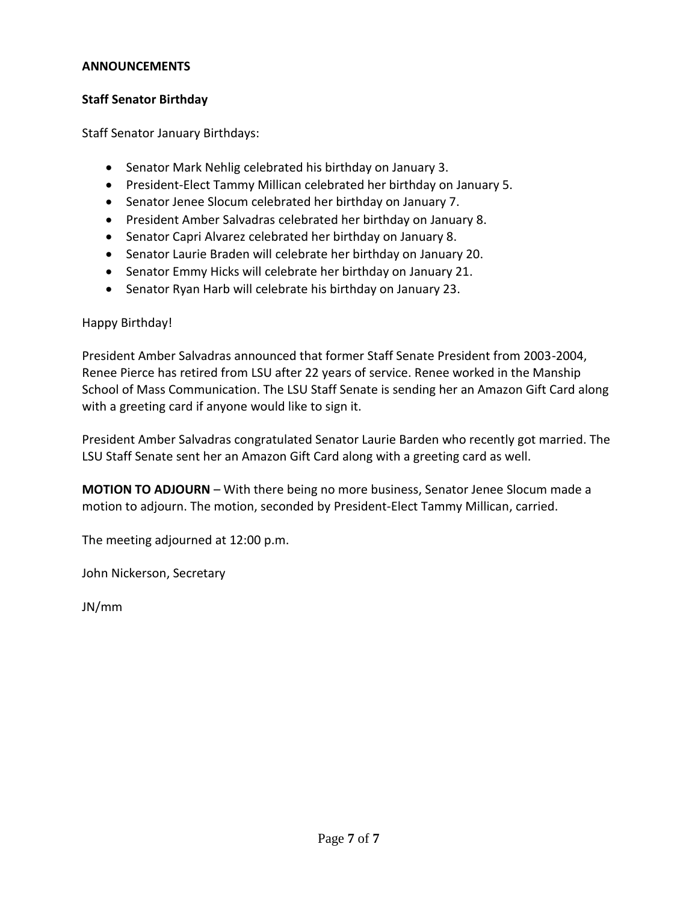**ANNOUNCEMENTS**

**Staff Senator Birthday**

Staff Senator January Birthdays:

- Senator Mark Nehlig celebrated his birthday on January 3.
- President-Elect Tammy Millican celebrated her birthday on January 5.
- Senator Jenee Slocum celebrated her birthday on January 7.
- President Amber Salvadras celebrated her birthday on January 8.
- Senator Capri Alvarez celebrated her birthday on January 8.
- Senator Laurie Braden will celebrate her birthday on January 20.
- Senator Emmy Hicks will celebrate her birthday on January 21.
- Senator Ryan Harb will celebrate his birthday on January 23.

Happy Birthday!

President Amber Salvadras announced that former Staff Senate President from 2003-2004, Renee Pierce has retired from LSU after 22 years of service. Renee worked in the Manship School of Mass Communication. The LSU Staff Senate is sending her an Amazon Gift Card along with a greeting card if anyone would like to sign it.

President Amber Salvadras congratulated Senator Laurie Barden who recently got married. The LSU Staff Senate sent her an Amazon Gift Card along with a greeting card as well.

**MOTION TO ADJOURN** – With there being no more business, Senator Jenee Slocum made a motion to adjourn. The motion, seconded by President-Elect Tammy Millican, carried.

The meeting adjourned at 12:00 p.m.

John Nickerson, Secretary

JN/mm